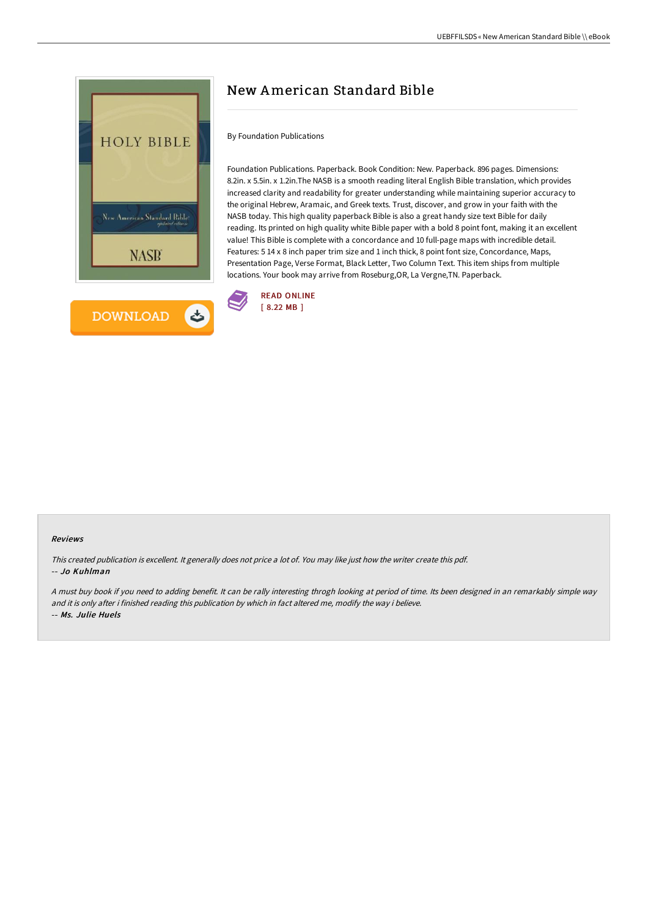# New American Standard Bible

By Foundation Publications

Foundation Publications. Paperback. Book Condition: New. Paperback. 896 pages. Dimensions: 8.2in. x 5.5in. x 1.2in.The NASB is a smooth reading literal English Bible translation, which provides increased clarity and readability for greater understanding while maintaining superior accuracy to the original Hebrew, Aramaic, and Greek texts. Trust, discover, and grow in your faith with the NASB today. This high quality paperback Bible is also a great handy size text Bible for daily reading. Its printed on high quality white Bible paper with a bold 8 point font, making it an excellent value! This Bible is complete with a concordance and 10 full-page maps with incredible detail. Features: 5 14 x 8 inch paper trim size and 1 inch thick, 8 point font size, Concordance, Maps, Presentation Page, Verse Format, Black Letter, Two Column Text. This item ships from multiple locations. Your book may arrive from Roseburg,OR, La Vergne,TN. Paperback.

READ ONLINE
[ 8.22 MB ]

DOWNLOAD

### Reviews

*This created publication is excellent. It generally does not price a lot of. You may like just how the writer create this pdf.*
-- *Jo Kuhlman*

*A must buy book if you need to adding benefit. It can be rally interesting throgh looking at period of time. Its been designed in an remarkably simple way and it is only after i finished reading this publication by which in fact altered me, modify the way i believe.*
-- *Ms. Julie Huels*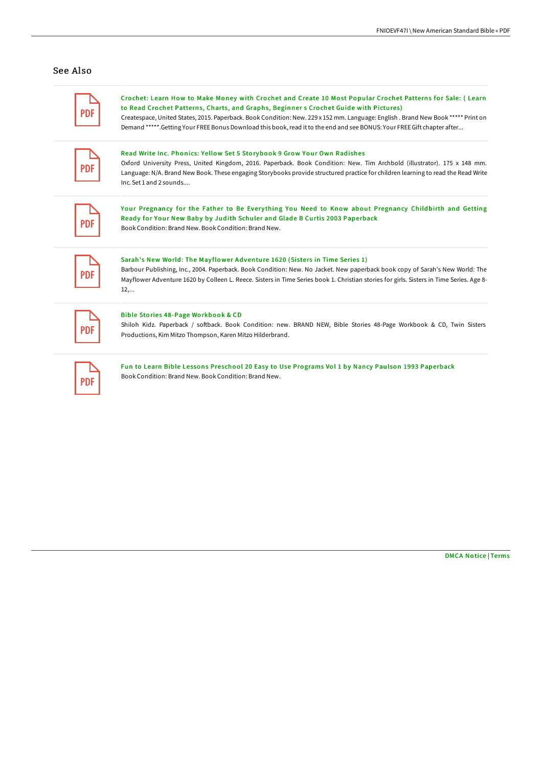## See Also

**Crochet: Learn How to Make Money with Crochet and Create 10 Most Popular Crochet Patterns for Sale: ( Learn to Read Crochet Patterns, Charts, and Graphs, Beginner s Crochet Guide with Pictures)**

Createspace, United States, 2015. Paperback. Book Condition: New. 229 x 152 mm. Language: English . Brand New Book ***** Print on Demand *****.Getting Your FREE Bonus Download this book, read it to the end and see BONUS: Your FREE Gift chapter after...

**Read Write Inc. Phonics: Yellow Set 5 Storybook 9 Grow Your Own Radishes**

Oxford University Press, United Kingdom, 2016. Paperback. Book Condition: New. Tim Archbold (illustrator). 175 x 148 mm. Language: N/A. Brand New Book. These engaging Storybooks provide structured practice for children learning to read the Read Write Inc. Set 1 and 2 sounds....

**Your Pregnancy for the Father to Be Everything You Need to Know about Pregnancy Childbirth and Getting Ready for Your New Baby by Judith Schuler and Glade B Curtis 2003 Paperback**

Book Condition: Brand New. Book Condition: Brand New.

**Sarah's New World: The Mayflower Adventure 1620 (Sisters in Time Series 1)**

Barbour Publishing, Inc., 2004. Paperback. Book Condition: New. No Jacket. New paperback book copy of Sarah's New World: The Mayflower Adventure 1620 by Colleen L. Reece. Sisters in Time Series book 1. Christian stories for girls. Sisters in Time Series. Age 8-12,...

**Bible Stories 48-Page Workbook & CD**

Shiloh Kidz. Paperback / softback. Book Condition: new. BRAND NEW, Bible Stories 48-Page Workbook & CD, Twin Sisters Productions, Kim Mitzo Thompson, Karen Mitzo Hilderbrand.

**Fun to Learn Bible Lessons Preschool 20 Easy to Use Programs Vol 1 by Nancy Paulson 1993 Paperback**

Book Condition: Brand New. Book Condition: Brand New.